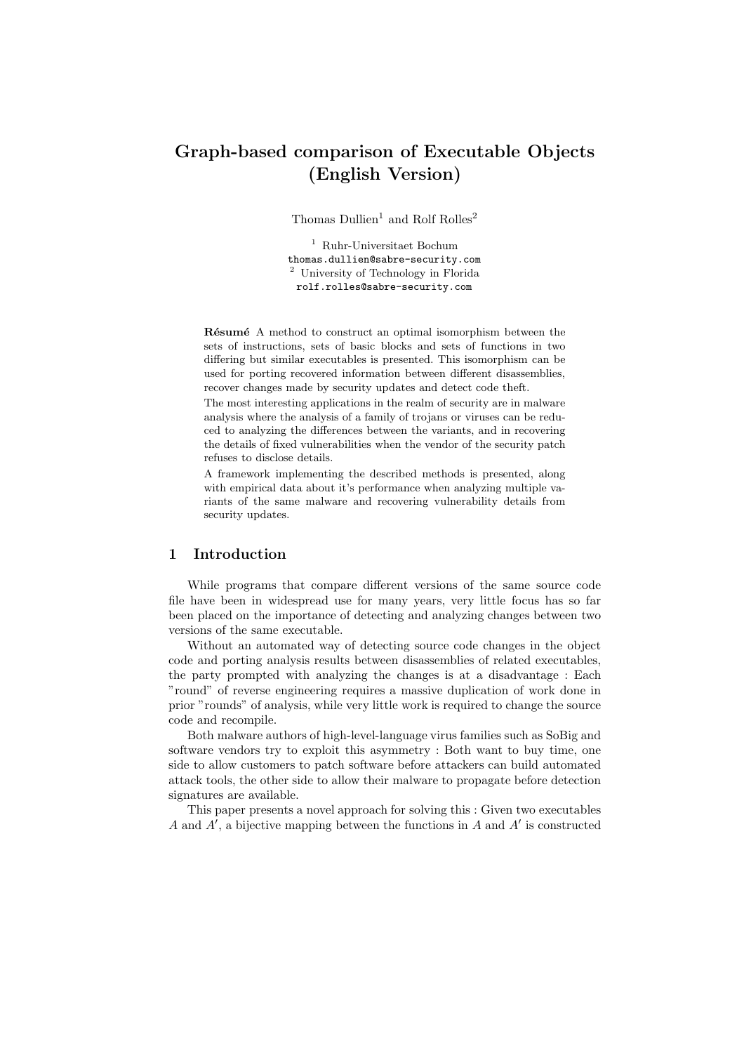# Graph-based comparison of Executable Objects (English Version)

Thomas Dullien[1] and Rolf Rolles[2]

[1] Ruhr-Universitaet Bochum
thomas.dullien@sabre-security.com
[2] University of Technology in Florida
rolf.rolles@sabre-security.com

**Résumé** A method to construct an optimal isomorphism between the sets of instructions, sets of basic blocks and sets of functions in two differing but similar executables is presented. This isomorphism can be used for porting recovered information between different disassemblies, recover changes made by security updates and detect code theft.

The most interesting applications in the realm of security are in malware analysis where the analysis of a family of trojans or viruses can be reduced to analyzing the differences between the variants, and in recovering the details of fixed vulnerabilities when the vendor of the security patch refuses to disclose details.

A framework implementing the described methods is presented, along with empirical data about it's performance when analyzing multiple variants of the same malware and recovering vulnerability details from security updates.

## 1 Introduction

While programs that compare different versions of the same source code file have been in widespread use for many years, very little focus has so far been placed on the importance of detecting and analyzing changes between two versions of the same executable.

Without an automated way of detecting source code changes in the object code and porting analysis results between disassemblies of related executables, the party prompted with analyzing the changes is at a disadvantage : Each "round" of reverse engineering requires a massive duplication of work done in prior "rounds" of analysis, while very little work is required to change the source code and recompile.

Both malware authors of high-level-language virus families such as SoBig and software vendors try to exploit this asymmetry : Both want to buy time, one side to allow customers to patch software before attackers can build automated attack tools, the other side to allow their malware to propagate before detection signatures are available.

This paper presents a novel approach for solving this : Given two executables $A$ and $A'$, a bijective mapping between the functions in $A$ and $A'$ is constructed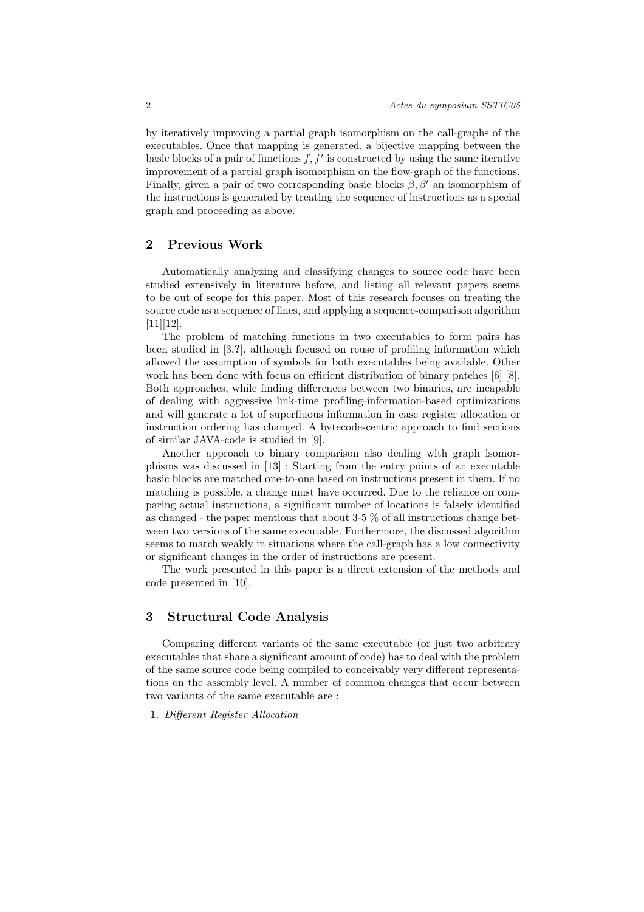by iteratively improving a partial graph isomorphism on the call-graphs of the executables. Once that mapping is generated, a bijective mapping between the basic blocks of a pair of functions $f, f'$ is constructed by using the same iterative improvement of a partial graph isomorphism on the flow-graph of the functions. Finally, given a pair of two corresponding basic blocks $\beta, \beta'$ an isomorphism of the instructions is generated by treating the sequence of instructions as a special graph and proceeding as above.

## 2 Previous Work

Automatically analyzing and classifying changes to source code have been studied extensively in literature before, and listing all relevant papers seems to be out of scope for this paper. Most of this research focuses on treating the source code as a sequence of lines, and applying a sequence-comparison algorithm [11][12].

The problem of matching functions in two executables to form pairs has been studied in [3,?], although focused on reuse of profiling information which allowed the assumption of symbols for both executables being available. Other work has been done with focus on efficient distribution of binary patches [6] [8]. Both approaches, while finding differences between two binaries, are incapable of dealing with aggressive link-time profiling-information-based optimizations and will generate a lot of superfluous information in case register allocation or instruction ordering has changed. A bytecode-centric approach to find sections of similar JAVA-code is studied in [9].

Another approach to binary comparison also dealing with graph isomorphisms was discussed in [13] : Starting from the entry points of an executable basic blocks are matched one-to-one based on instructions present in them. If no matching is possible, a change must have occurred. Due to the reliance on comparing actual instructions, a significant number of locations is falsely identified as changed - the paper mentions that about 3-5 % of all instructions change between two versions of the same executable. Furthermore, the discussed algorithm seems to match weakly in situations where the call-graph has a low connectivity or significant changes in the order of instructions are present.

The work presented in this paper is a direct extension of the methods and code presented in [10].

## 3 Structural Code Analysis

Comparing different variants of the same executable (or just two arbitrary executables that share a significant amount of code) has to deal with the problem of the same source code being compiled to conceivably very different representations on the assembly level. A number of common changes that occur between two variants of the same executable are :

1. *Different Register Allocation*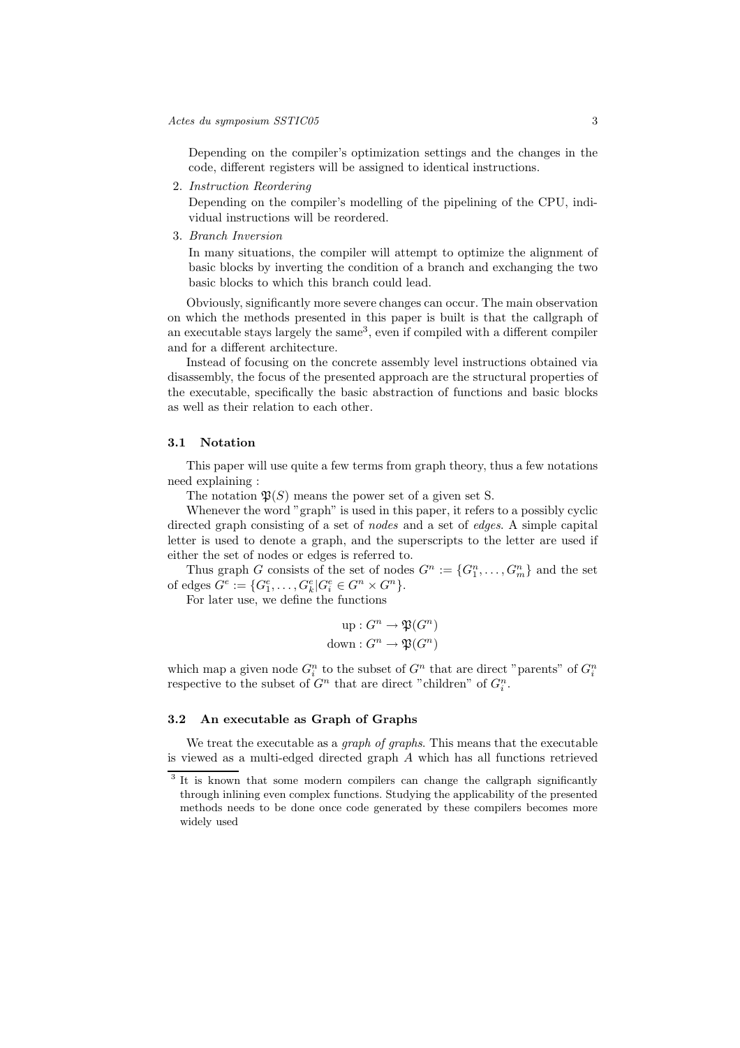Depending on the compiler's optimization settings and the changes in the code, different registers will be assigned to identical instructions.

2. *Instruction Reordering*

   Depending on the compiler's modelling of the pipelining of the CPU, individual instructions will be reordered.

3. *Branch Inversion*

   In many situations, the compiler will attempt to optimize the alignment of basic blocks by inverting the condition of a branch and exchanging the two basic blocks to which this branch could lead.

Obviously, significantly more severe changes can occur. The main observation on which the methods presented in this paper is built is that the callgraph of an executable stays largely the same[3], even if compiled with a different compiler and for a different architecture.

Instead of focusing on the concrete assembly level instructions obtained via disassembly, the focus of the presented approach are the structural properties of the executable, specifically the basic abstraction of functions and basic blocks as well as their relation to each other.

### 3.1 Notation

This paper will use quite a few terms from graph theory, thus a few notations need explaining :

The notation $\mathfrak{P}(S)$ means the power set of a given set S.

Whenever the word "graph" is used in this paper, it refers to a possibly cyclic directed graph consisting of a set of *nodes* and a set of *edges*. A simple capital letter is used to denote a graph, and the superscripts to the letter are used if either the set of nodes or edges is referred to.

Thus graph $G$ consists of the set of nodes $G^n := \{G_1^n, \ldots, G_m^n\}$ and the set of edges $G^e := \{G_1^e, \ldots, G_k^e | G_i^e \in G^n \times G^n\}$.

For later use, we define the functions

$$\text{up} : G^n \to \mathfrak{P}(G^n)$$
$$\text{down} : G^n \to \mathfrak{P}(G^n)$$

which map a given node $G_i^n$ to the subset of $G^n$ that are direct "parents" of $G_i^n$ respective to the subset of $G^n$ that are direct "children" of $G_i^n$.

### 3.2 An executable as Graph of Graphs

We treat the executable as a *graph of graphs*. This means that the executable is viewed as a multi-edged directed graph $A$ which has all functions retrieved

[3] It is known that some modern compilers can change the callgraph significantly through inlining even complex functions. Studying the applicability of the presented methods needs to be done once code generated by these compilers becomes more widely used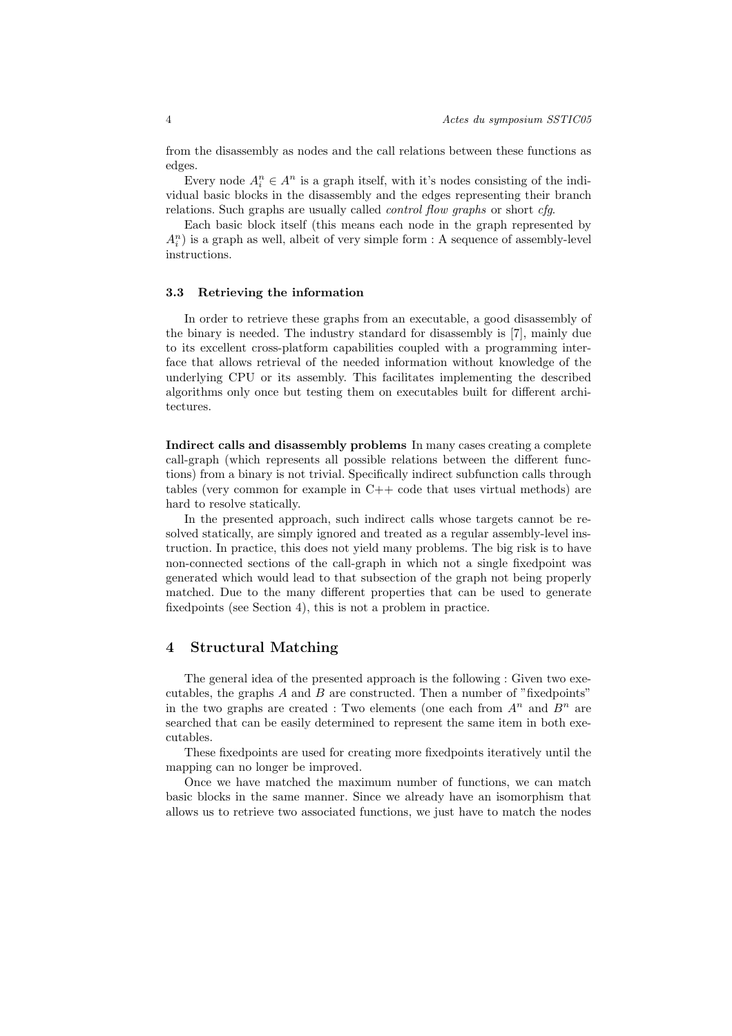from the disassembly as nodes and the call relations between these functions as edges.

Every node $A_i^n \in A^n$ is a graph itself, with it's nodes consisting of the individual basic blocks in the disassembly and the edges representing their branch relations. Such graphs are usually called *control flow graphs* or short *cfg*.

Each basic block itself (this means each node in the graph represented by $A_i^n$) is a graph as well, albeit of very simple form : A sequence of assembly-level instructions.

### 3.3 Retrieving the information

In order to retrieve these graphs from an executable, a good disassembly of the binary is needed. The industry standard for disassembly is [7], mainly due to its excellent cross-platform capabilities coupled with a programming interface that allows retrieval of the needed information without knowledge of the underlying CPU or its assembly. This facilitates implementing the described algorithms only once but testing them on executables built for different architectures.

**Indirect calls and disassembly problems** In many cases creating a complete call-graph (which represents all possible relations between the different functions) from a binary is not trivial. Specifically indirect subfunction calls through tables (very common for example in C++ code that uses virtual methods) are hard to resolve statically.

In the presented approach, such indirect calls whose targets cannot be resolved statically, are simply ignored and treated as a regular assembly-level instruction. In practice, this does not yield many problems. The big risk is to have non-connected sections of the call-graph in which not a single fixedpoint was generated which would lead to that subsection of the graph not being properly matched. Due to the many different properties that can be used to generate fixedpoints (see Section 4), this is not a problem in practice.

## 4 Structural Matching

The general idea of the presented approach is the following : Given two executables, the graphs $A$ and $B$ are constructed. Then a number of "fixedpoints" in the two graphs are created : Two elements (one each from $A^n$ and $B^n$ are searched that can be easily determined to represent the same item in both executables.

These fixedpoints are used for creating more fixedpoints iteratively until the mapping can no longer be improved.

Once we have matched the maximum number of functions, we can match basic blocks in the same manner. Since we already have an isomorphism that allows us to retrieve two associated functions, we just have to match the nodes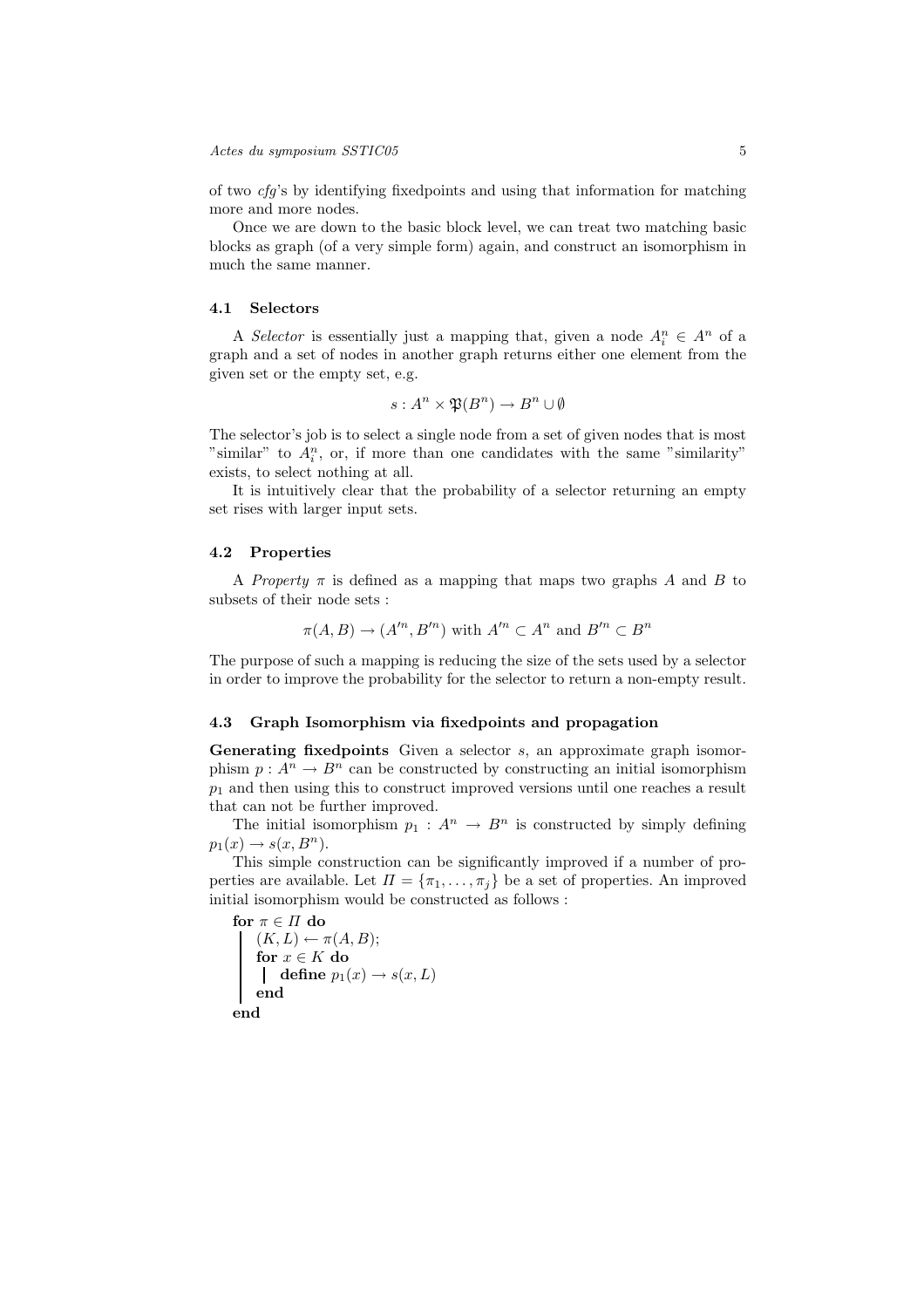of two *cfg*'s by identifying fixedpoints and using that information for matching more and more nodes.

Once we are down to the basic block level, we can treat two matching basic blocks as graph (of a very simple form) again, and construct an isomorphism in much the same manner.

### 4.1 Selectors

A *Selector* is essentially just a mapping that, given a node $A_i^n \in A^n$ of a graph and a set of nodes in another graph returns either one element from the given set or the empty set, e.g.

$$s : A^n \times \mathfrak{P}(B^n) \rightarrow B^n \cup \emptyset$$

The selector's job is to select a single node from a set of given nodes that is most "similar" to $A_i^n$, or, if more than one candidates with the same "similarity" exists, to select nothing at all.

It is intuitively clear that the probability of a selector returning an empty set rises with larger input sets.

### 4.2 Properties

A *Property* $\pi$ is defined as a mapping that maps two graphs $A$ and $B$ to subsets of their node sets :

$$\pi(A, B) \rightarrow (A'^n, B'^n) \text{ with } A'^n \subset A^n \text{ and } B'^n \subset B^n$$

The purpose of such a mapping is reducing the size of the sets used by a selector in order to improve the probability for the selector to return a non-empty result.

### 4.3 Graph Isomorphism via fixedpoints and propagation

**Generating fixedpoints** Given a selector $s$, an approximate graph isomorphism $p : A^n \rightarrow B^n$ can be constructed by constructing an initial isomorphism $p_1$ and then using this to construct improved versions until one reaches a result that can not be further improved.

The initial isomorphism $p_1 : A^n \rightarrow B^n$ is constructed by simply defining $p_1(x) \rightarrow s(x, B^n)$.

This simple construction can be significantly improved if a number of properties are available. Let $\Pi = \{\pi_1, \ldots, \pi_j\}$ be a set of properties. An improved initial isomorphism would be constructed as follows :

**for** $\pi \in \Pi$ **do**
  $(K, L) \leftarrow \pi(A, B)$;
  **for** $x \in K$ **do**
    **define** $p_1(x) \rightarrow s(x, L)$
  **end**
**end**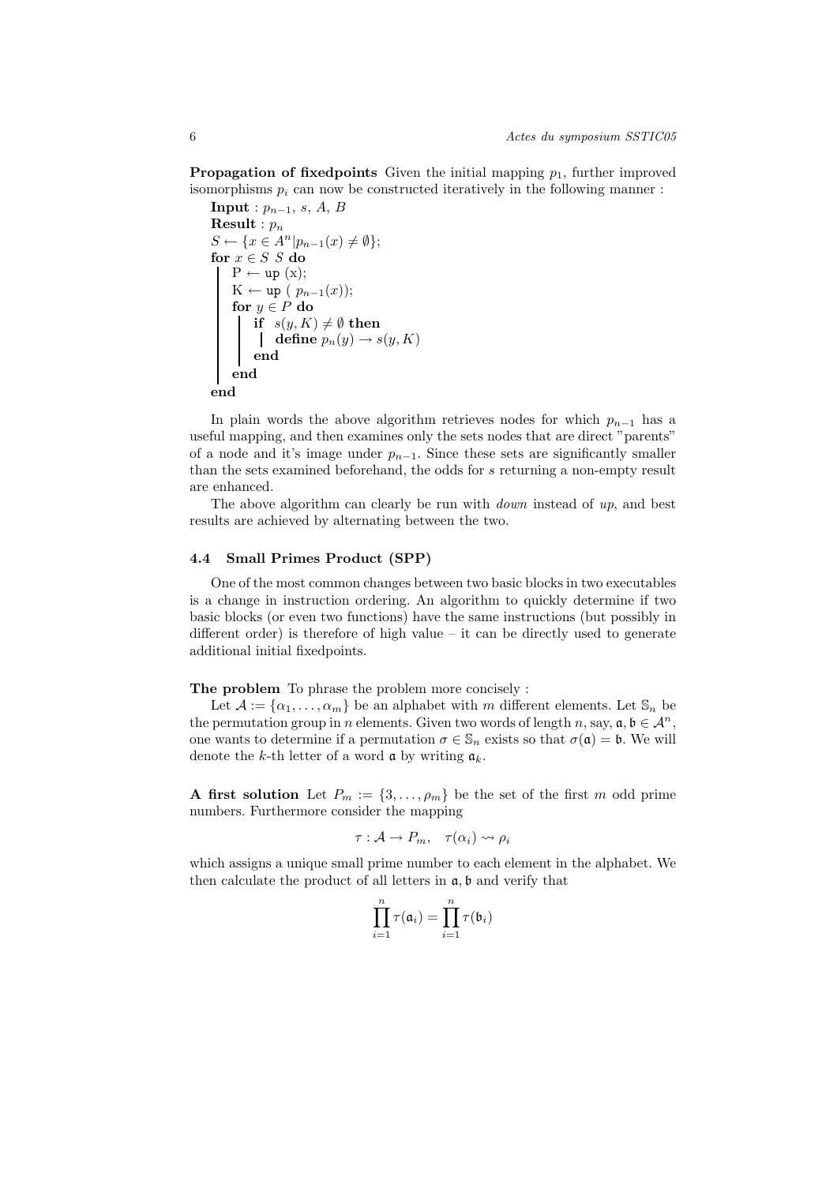**Propagation of fixedpoints** Given the initial mapping $p_1$, further improved isomorphisms $p_i$ can now be constructed iteratively in the following manner :

```
Input : p_{n-1}, s, A, B
Result : p_n
S ← {x ∈ A^n | p_{n-1}(x) ≠ ∅};
for x ∈ S S do
    P ← up (x);
    K ← up ( p_{n-1}(x));
    for y ∈ P do
        if s(y, K) ≠ ∅ then
            define p_n(y) → s(y, K)
        end
    end
end
```

In plain words the above algorithm retrieves nodes for which $p_{n-1}$ has a useful mapping, and then examines only the sets nodes that are direct "parents" of a node and it's image under $p_{n-1}$. Since these sets are significantly smaller than the sets examined beforehand, the odds for $s$ returning a non-empty result are enhanced.

The above algorithm can clearly be run with *down* instead of *up*, and best results are achieved by alternating between the two.

### 4.4 Small Primes Product (SPP)

One of the most common changes between two basic blocks in two executables is a change in instruction ordering. An algorithm to quickly determine if two basic blocks (or even two functions) have the same instructions (but possibly in different order) is therefore of high value – it can be directly used to generate additional initial fixedpoints.

**The problem** To phrase the problem more concisely :

Let $\mathcal{A} := \{\alpha_1, \ldots, \alpha_m\}$ be an alphabet with $m$ different elements. Let $\mathbb{S}_n$ be the permutation group in $n$ elements. Given two words of length $n$, say, $\mathfrak{a}, \mathfrak{b} \in \mathcal{A}^n$, one wants to determine if a permutation $\sigma \in \mathbb{S}_n$ exists so that $\sigma(\mathfrak{a}) = \mathfrak{b}$. We will denote the $k$-th letter of a word $\mathfrak{a}$ by writing $\mathfrak{a}_k$.

**A first solution** Let $P_m := \{3, \ldots, \rho_m\}$ be the set of the first $m$ odd prime numbers. Furthermore consider the mapping

$$\tau : \mathcal{A} \to P_m, \quad \tau(\alpha_i) \rightsquigarrow \rho_i$$

which assigns a unique small prime number to each element in the alphabet. We then calculate the product of all letters in $\mathfrak{a}, \mathfrak{b}$ and verify that

$$\prod_{i=1}^{n} \tau(\mathfrak{a}_i) = \prod_{i=1}^{n} \tau(\mathfrak{b}_i)$$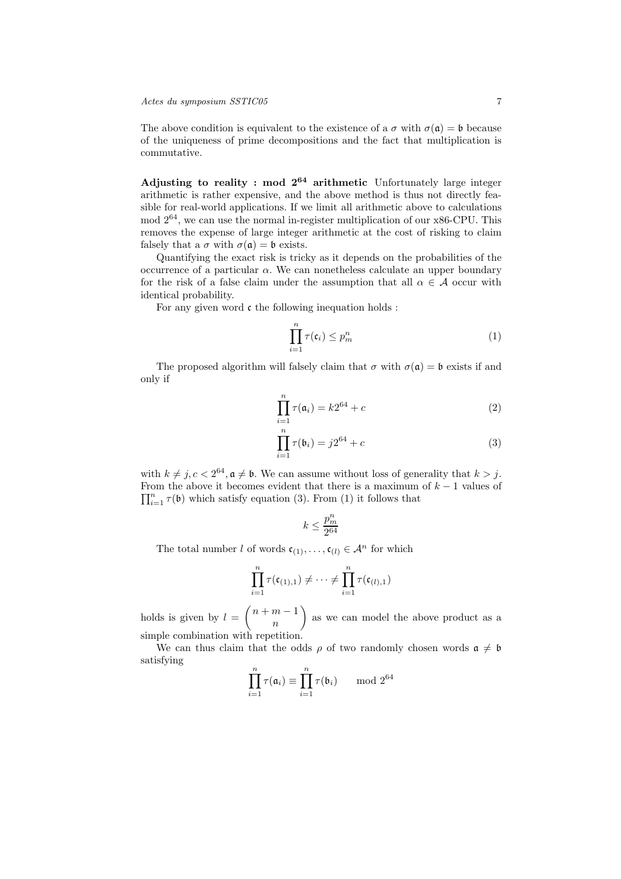The above condition is equivalent to the existence of a $\sigma$ with $\sigma(\mathfrak{a}) = \mathfrak{b}$ because of the uniqueness of prime decompositions and the fact that multiplication is commutative.

**Adjusting to reality : mod $2^{64}$ arithmetic** Unfortunately large integer arithmetic is rather expensive, and the above method is thus not directly feasible for real-world applications. If we limit all arithmetic above to calculations mod $2^{64}$, we can use the normal in-register multiplication of our x86-CPU. This removes the expense of large integer arithmetic at the cost of risking to claim falsely that a $\sigma$ with $\sigma(\mathfrak{a}) = \mathfrak{b}$ exists.

Quantifying the exact risk is tricky as it depends on the probabilities of the occurrence of a particular $\alpha$. We can nonetheless calculate an upper boundary for the risk of a false claim under the assumption that all $\alpha \in \mathcal{A}$ occur with identical probability.

For any given word $\mathfrak{c}$ the following inequation holds :

$$\prod_{i=1}^{n} \tau(\mathfrak{c}_i) \leq p_m^n \tag{1}$$

The proposed algorithm will falsely claim that $\sigma$ with $\sigma(\mathfrak{a}) = \mathfrak{b}$ exists if and only if

$$\prod_{i=1}^{n} \tau(\mathfrak{a}_i) = k2^{64} + c \tag{2}$$

$$\prod_{i=1}^{n} \tau(\mathfrak{b}_i) = j2^{64} + c \tag{3}$$

with $k \neq j, c < 2^{64}, \mathfrak{a} \neq \mathfrak{b}$. We can assume without loss of generality that $k > j$. From the above it becomes evident that there is a maximum of $k-1$ values of $\prod_{i=1}^{n} \tau(\mathfrak{b})$ which satisfy equation (3). From (1) it follows that

$$k \leq \frac{p_m^n}{2^{64}}$$

The total number $l$ of words $\mathfrak{c}_{(1)}, \ldots, \mathfrak{c}_{(l)} \in \mathcal{A}^n$ for which

$$\prod_{i=1}^{n} \tau(\mathfrak{c}_{(1),1}) \neq \cdots \neq \prod_{i=1}^{n} \tau(\mathfrak{c}_{(l),1})$$

holds is given by $l = \binom{n+m-1}{n}$ as we can model the above product as a simple combination with repetition.

We can thus claim that the odds $\rho$ of two randomly chosen words $\mathfrak{a} \neq \mathfrak{b}$ satisfying

$$\prod_{i=1}^{n} \tau(\mathfrak{a}_i) \equiv \prod_{i=1}^{n} \tau(\mathfrak{b}_i) \mod 2^{64}$$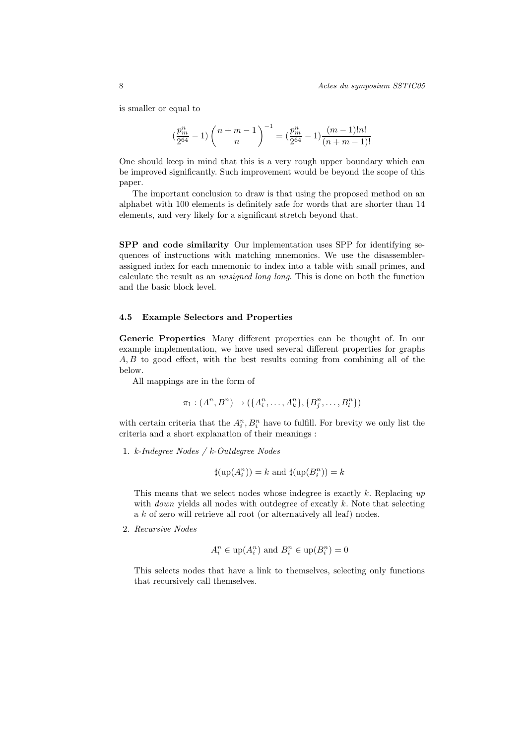is smaller or equal to

$$(\frac{p_m^n}{2^{64}} - 1)\binom{n+m-1}{n}^{-1} = (\frac{p_m^n}{2^{64}} - 1)\frac{(m-1)!n!}{(n+m-1)!}$$

One should keep in mind that this is a very rough upper boundary which can be improved significantly. Such improvement would be beyond the scope of this paper.

The important conclusion to draw is that using the proposed method on an alphabet with 100 elements is definitely safe for words that are shorter than 14 elements, and very likely for a significant stretch beyond that.

**SPP and code similarity** Our implementation uses SPP for identifying sequences of instructions with matching mnemonics. We use the disassembler-assigned index for each mnemonic to index into a table with small primes, and calculate the result as an *unsigned long long*. This is done on both the function and the basic block level.

### 4.5 Example Selectors and Properties

**Generic Properties** Many different properties can be thought of. In our example implementation, we have used several different properties for graphs $A, B$ to good effect, with the best results coming from combining all of the below.

All mappings are in the form of

$$\pi_1 : (A^n, B^n) \to (\{A_i^n, \ldots, A_k^n\}, \{B_j^n, \ldots, B_l^n\})$$

with certain criteria that the $A_i^n, B_i^n$ have to fulfill. For brevity we only list the criteria and a short explanation of their meanings :

1. *k-Indegree Nodes / k-Outdegree Nodes*

   $$\sharp(\text{up}(A_i^n)) = k \text{ and } \sharp(\text{up}(B_i^n)) = k$$

   This means that we select nodes whose indegree is exactly $k$. Replacing *up* with *down* yields all nodes with outdegree of excatly $k$. Note that selecting a $k$ of zero will retrieve all root (or alternatively all leaf) nodes.

2. *Recursive Nodes*

   $$A_i^n \in \text{up}(A_i^n) \text{ and } B_i^n \in \text{up}(B_i^n) = 0$$

   This selects nodes that have a link to themselves, selecting only functions that recursively call themselves.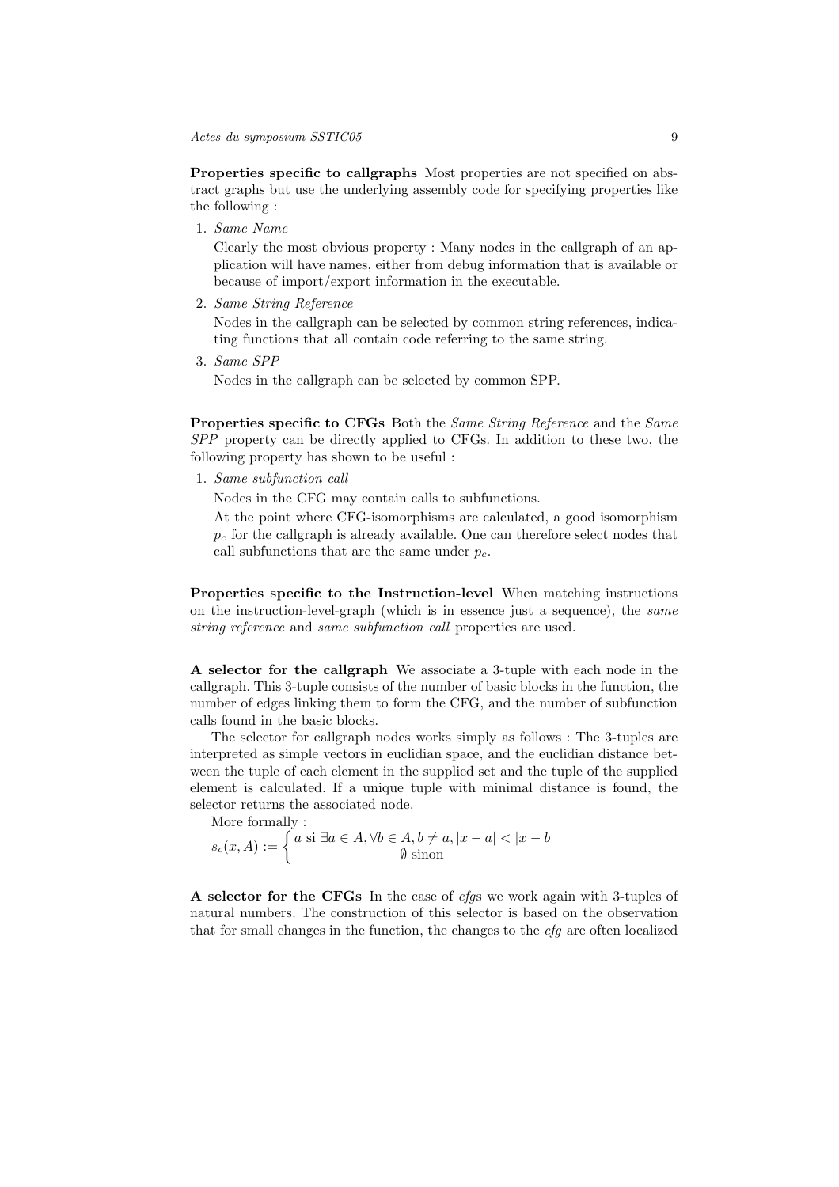**Properties specific to callgraphs** Most properties are not specified on abstract graphs but use the underlying assembly code for specifying properties like the following :

1. *Same Name*

   Clearly the most obvious property : Many nodes in the callgraph of an application will have names, either from debug information that is available or because of import/export information in the executable.

2. *Same String Reference*

   Nodes in the callgraph can be selected by common string references, indicating functions that all contain code referring to the same string.

3. *Same SPP*

   Nodes in the callgraph can be selected by common SPP.

**Properties specific to CFGs** Both the *Same String Reference* and the *Same SPP* property can be directly applied to CFGs. In addition to these two, the following property has shown to be useful :

1. *Same subfunction call*

   Nodes in the CFG may contain calls to subfunctions.

   At the point where CFG-isomorphisms are calculated, a good isomorphism $p_c$ for the callgraph is already available. One can therefore select nodes that call subfunctions that are the same under $p_c$.

**Properties specific to the Instruction-level** When matching instructions on the instruction-level-graph (which is in essence just a sequence), the *same string reference* and *same subfunction call* properties are used.

**A selector for the callgraph** We associate a 3-tuple with each node in the callgraph. This 3-tuple consists of the number of basic blocks in the function, the number of edges linking them to form the CFG, and the number of subfunction calls found in the basic blocks.

The selector for callgraph nodes works simply as follows : The 3-tuples are interpreted as simple vectors in euclidian space, and the euclidian distance between the tuple of each element in the supplied set and the tuple of the supplied element is calculated. If a unique tuple with minimal distance is found, the selector returns the associated node.

More formally :

$$s_c(x, A) := \begin{cases} a \text{ si } \exists a \in A, \forall b \in A, b \neq a, |x - a| < |x - b| \\ \emptyset \text{ sinon} \end{cases}$$

**A selector for the CFGs** In the case of *cfg*s we work again with 3-tuples of natural numbers. The construction of this selector is based on the observation that for small changes in the function, the changes to the *cfg* are often localized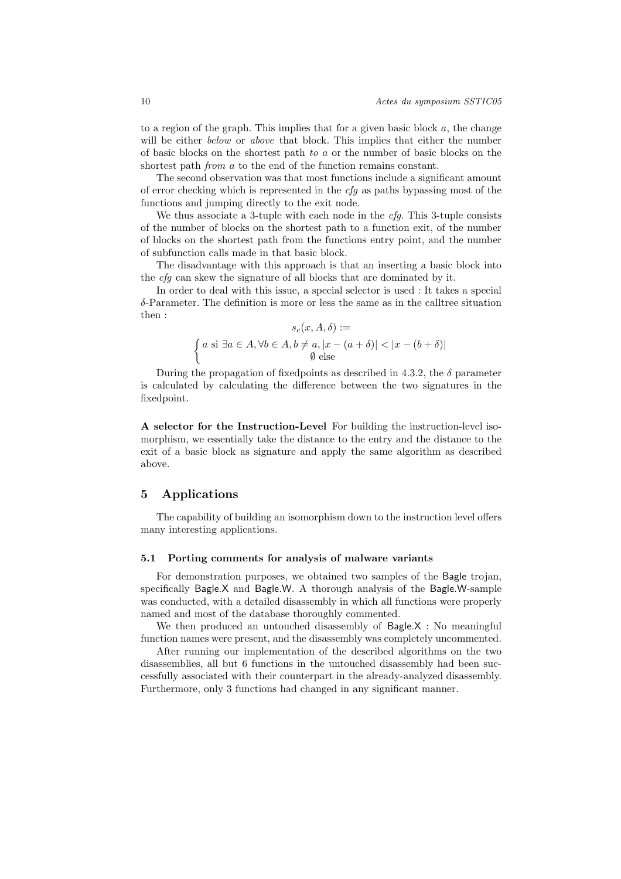to a region of the graph. This implies that for a given basic block $a$, the change will be either *below* or *above* that block. This implies that either the number of basic blocks on the shortest path *to* $a$ or the number of basic blocks on the shortest path *from* $a$ to the end of the function remains constant.

The second observation was that most functions include a significant amount of error checking which is represented in the *cfg* as paths bypassing most of the functions and jumping directly to the exit node.

We thus associate a 3-tuple with each node in the *cfg*. This 3-tuple consists of the number of blocks on the shortest path to a function exit, of the number of blocks on the shortest path from the functions entry point, and the number of subfunction calls made in that basic block.

The disadvantage with this approach is that an inserting a basic block into the *cfg* can skew the signature of all blocks that are dominated by it.

In order to deal with this issue, a special selector is used : It takes a special $\delta$-Parameter. The definition is more or less the same as in the calltree situation then :

$$s_c(x, A, \delta) :=$$

$$\begin{cases} a \text{ si } \exists a \in A, \forall b \in A, b \neq a, |x - (a + \delta)| < |x - (b + \delta)| \\ \emptyset \text{ else} \end{cases}$$

During the propagation of fixedpoints as described in 4.3.2, the $\delta$ parameter is calculated by calculating the difference between the two signatures in the fixedpoint.

**A selector for the Instruction-Level** For building the instruction-level isomorphism, we essentially take the distance to the entry and the distance to the exit of a basic block as signature and apply the same algorithm as described above.

## 5 Applications

The capability of building an isomorphism down to the instruction level offers many interesting applications.

### 5.1 Porting comments for analysis of malware variants

For demonstration purposes, we obtained two samples of the Bagle trojan, specifically Bagle.X and Bagle.W. A thorough analysis of the Bagle.W-sample was conducted, with a detailed disassembly in which all functions were properly named and most of the database thoroughly commented.

We then produced an untouched disassembly of Bagle.X : No meaningful function names were present, and the disassembly was completely uncommented.

After running our implementation of the described algorithms on the two disassemblies, all but 6 functions in the untouched disassembly had been successfully associated with their counterpart in the already-analyzed disassembly. Furthermore, only 3 functions had changed in any significant manner.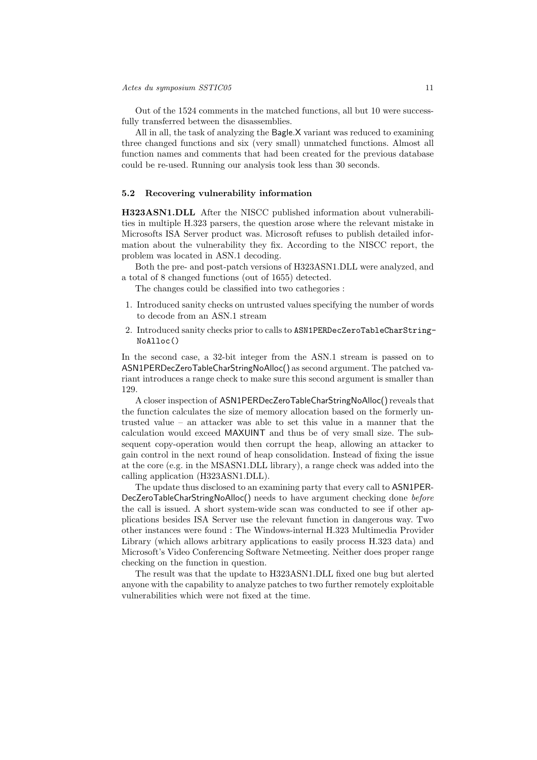Out of the 1524 comments in the matched functions, all but 10 were successfully transferred between the disassemblies.

All in all, the task of analyzing the Bagle.X variant was reduced to examining three changed functions and six (very small) unmatched functions. Almost all function names and comments that had been created for the previous database could be re-used. Running our analysis took less than 30 seconds.

### 5.2 Recovering vulnerability information

**H323ASN1.DLL** After the NISCC published information about vulnerabilities in multiple H.323 parsers, the question arose where the relevant mistake in Microsofts ISA Server product was. Microsoft refuses to publish detailed information about the vulnerability they fix. According to the NISCC report, the problem was located in ASN.1 decoding.

Both the pre- and post-patch versions of H323ASN1.DLL were analyzed, and a total of 8 changed functions (out of 1655) detected.

The changes could be classified into two cathegories :

1. Introduced sanity checks on untrusted values specifying the number of words to decode from an ASN.1 stream
2. Introduced sanity checks prior to calls to `ASN1PERDecZeroTableCharStringNoAlloc()`

In the second case, a 32-bit integer from the ASN.1 stream is passed on to ASN1PERDecZeroTableCharStringNoAlloc() as second argument. The patched variant introduces a range check to make sure this second argument is smaller than 129.

A closer inspection of ASN1PERDecZeroTableCharStringNoAlloc() reveals that the function calculates the size of memory allocation based on the formerly untrusted value – an attacker was able to set this value in a manner that the calculation would exceed MAXUINT and thus be of very small size. The subsequent copy-operation would then corrupt the heap, allowing an attacker to gain control in the next round of heap consolidation. Instead of fixing the issue at the core (e.g. in the MSASN1.DLL library), a range check was added into the calling application (H323ASN1.DLL).

The update thus disclosed to an examining party that every call to ASN1PERDecZeroTableCharStringNoAlloc() needs to have argument checking done *before* the call is issued. A short system-wide scan was conducted to see if other applications besides ISA Server use the relevant function in dangerous way. Two other instances were found : The Windows-internal H.323 Multimedia Provider Library (which allows arbitrary applications to easily process H.323 data) and Microsoft's Video Conferencing Software Netmeeting. Neither does proper range checking on the function in question.

The result was that the update to H323ASN1.DLL fixed one bug but alerted anyone with the capability to analyze patches to two further remotely exploitable vulnerabilities which were not fixed at the time.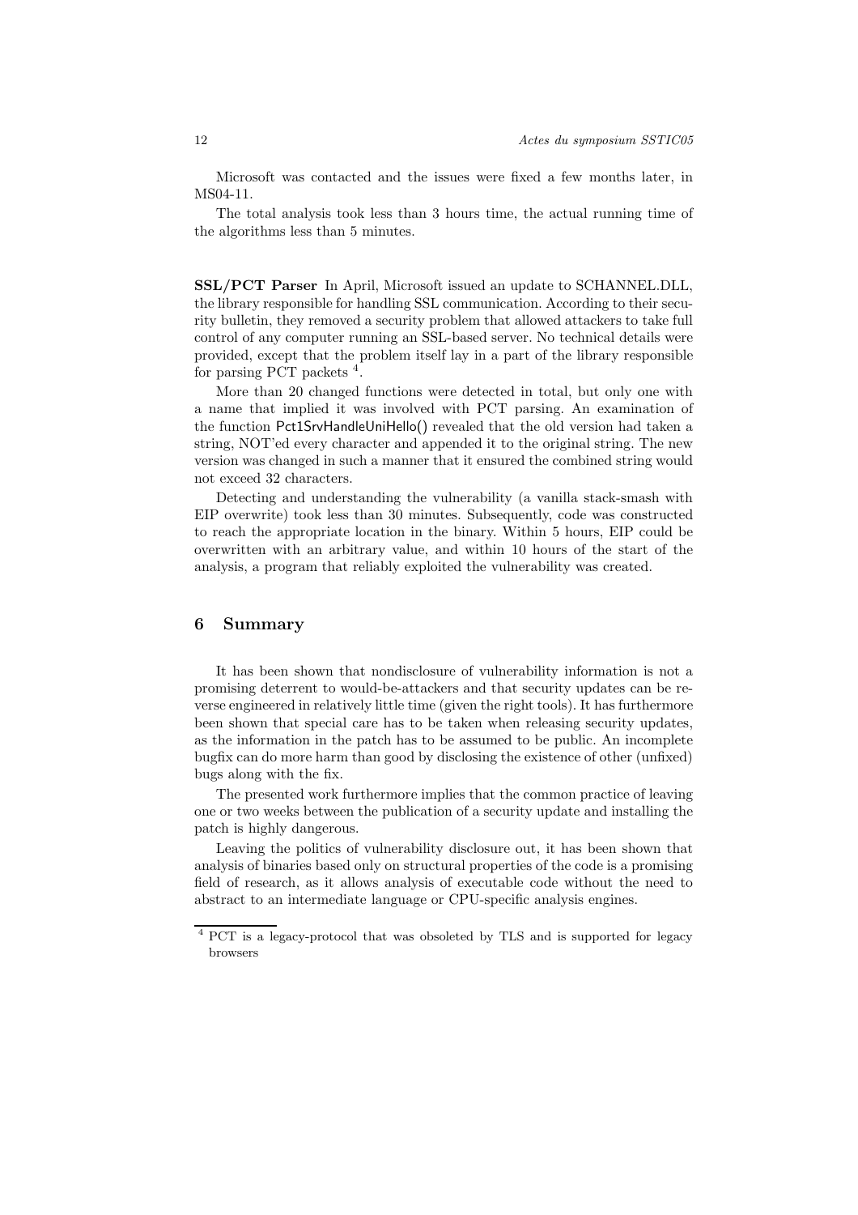Microsoft was contacted and the issues were fixed a few months later, in MS04-11.

The total analysis took less than 3 hours time, the actual running time of the algorithms less than 5 minutes.

**SSL/PCT Parser** In April, Microsoft issued an update to SCHANNEL.DLL, the library responsible for handling SSL communication. According to their security bulletin, they removed a security problem that allowed attackers to take full control of any computer running an SSL-based server. No technical details were provided, except that the problem itself lay in a part of the library responsible for parsing PCT packets [4].

More than 20 changed functions were detected in total, but only one with a name that implied it was involved with PCT parsing. An examination of the function Pct1SrvHandleUniHello() revealed that the old version had taken a string, NOT'ed every character and appended it to the original string. The new version was changed in such a manner that it ensured the combined string would not exceed 32 characters.

Detecting and understanding the vulnerability (a vanilla stack-smash with EIP overwrite) took less than 30 minutes. Subsequently, code was constructed to reach the appropriate location in the binary. Within 5 hours, EIP could be overwritten with an arbitrary value, and within 10 hours of the start of the analysis, a program that reliably exploited the vulnerability was created.

## 6 Summary

It has been shown that nondisclosure of vulnerability information is not a promising deterrent to would-be-attackers and that security updates can be reverse engineered in relatively little time (given the right tools). It has furthermore been shown that special care has to be taken when releasing security updates, as the information in the patch has to be assumed to be public. An incomplete bugfix can do more harm than good by disclosing the existence of other (unfixed) bugs along with the fix.

The presented work furthermore implies that the common practice of leaving one or two weeks between the publication of a security update and installing the patch is highly dangerous.

Leaving the politics of vulnerability disclosure out, it has been shown that analysis of binaries based only on structural properties of the code is a promising field of research, as it allows analysis of executable code without the need to abstract to an intermediate language or CPU-specific analysis engines.

[4] PCT is a legacy-protocol that was obsoleted by TLS and is supported for legacy browsers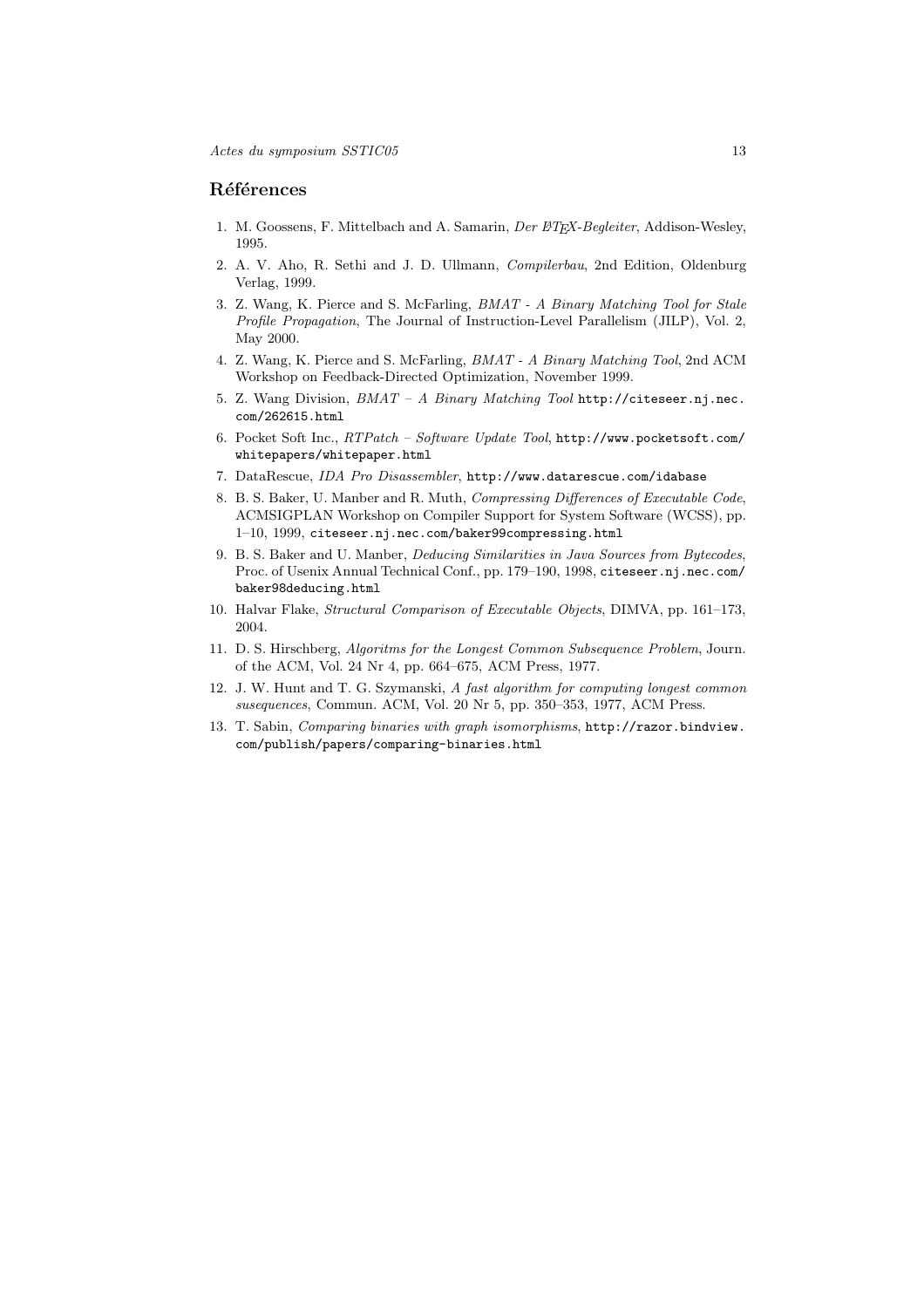## Références

1. M. Goossens, F. Mittelbach and A. Samarin, *Der LaTeX-Begleiter*, Addison-Wesley, 1995.
2. A. V. Aho, R. Sethi and J. D. Ullmann, *Compilerbau*, 2nd Edition, Oldenburg Verlag, 1999.
3. Z. Wang, K. Pierce and S. McFarling, *BMAT - A Binary Matching Tool for Stale Profile Propagation*, The Journal of Instruction-Level Parallelism (JILP), Vol. 2, May 2000.
4. Z. Wang, K. Pierce and S. McFarling, *BMAT - A Binary Matching Tool*, 2nd ACM Workshop on Feedback-Directed Optimization, November 1999.
5. Z. Wang Division, *BMAT – A Binary Matching Tool* `http://citeseer.nj.nec.com/262615.html`
6. Pocket Soft Inc., *RTPatch – Software Update Tool*, `http://www.pocketsoft.com/whitepapers/whitepaper.html`
7. DataRescue, *IDA Pro Disassembler*, `http://www.datarescue.com/idabase`
8. B. S. Baker, U. Manber and R. Muth, *Compressing Differences of Executable Code*, ACMSIGPLAN Workshop on Compiler Support for System Software (WCSS), pp. 1–10, 1999, `citeseer.nj.nec.com/baker99compressing.html`
9. B. S. Baker and U. Manber, *Deducing Similarities in Java Sources from Bytecodes*, Proc. of Usenix Annual Technical Conf., pp. 179–190, 1998, `citeseer.nj.nec.com/baker98deducing.html`
10. Halvar Flake, *Structural Comparison of Executable Objects*, DIMVA, pp. 161–173, 2004.
11. D. S. Hirschberg, *Algoritms for the Longest Common Subsequence Problem*, Journ. of the ACM, Vol. 24 Nr 4, pp. 664–675, ACM Press, 1977.
12. J. W. Hunt and T. G. Szymanski, *A fast algorithm for computing longest common susequences*, Commun. ACM, Vol. 20 Nr 5, pp. 350–353, 1977, ACM Press.
13. T. Sabin, *Comparing binaries with graph isomorphisms*, `http://razor.bindview.com/publish/papers/comparing-binaries.html`